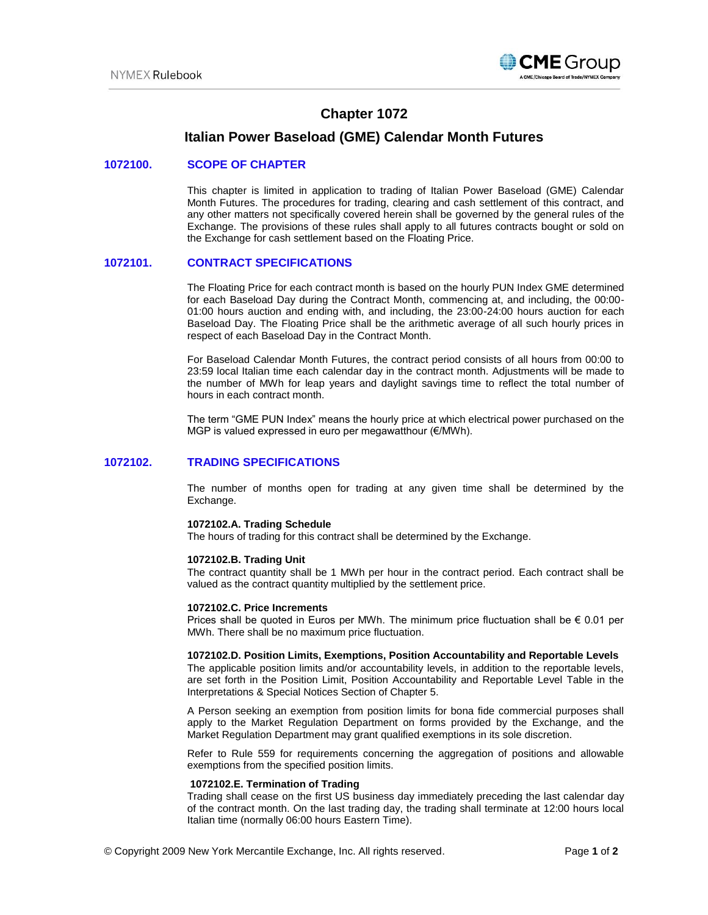# Chapter 1072

## Italian Power Baseload (GME) Calendar Month Futures

### 1072100. SCOPE OF CHAPTER

This chapter is limited in application to trading of Italian Power Baseload (GME) Calendar Month Futures. The procedures for trading, clearing and cash settlement of this contract, and any other matters not specifically covered herein shall be governed by the general rules of the Exchange. The provisions of these rules shall apply to all futures contracts bought or sold on the Exchange for cash settlement based on the Floating Price.

### 1072101. CONTRACT SPECIFICATIONS

The Floating Price for each contract month is based on the hourly PUN Index GME determined for each Baseload Day during the Contract Month, commencing at, and including, the 00:00-01:00 hours auction and ending with, and including, the 23:00-24:00 hours auction for each Baseload Day. The Floating Price shall be the arithmetic average of all such hourly prices in respect of each Baseload Day in the Contract Month.

For Baseload Calendar Month Futures, the contract period consists of all hours from 00:00 to 23:59 local Italian time each calendar day in the contract month. Adjustments will be made to the number of MWh for leap years and daylight savings time to reflect the total number of hours in each contract month.

The term "GME PUN Index" means the hourly price at which electrical power purchased on the MGP is valued expressed in euro per megawatthour (€/MWh).

### 1072102. TRADING SPECIFICATIONS

The number of months open for trading at any given time shall be determined by the Exchange.

**1072102.A. Trading Schedule**
The hours of trading for this contract shall be determined by the Exchange.

**1072102.B. Trading Unit**
The contract quantity shall be 1 MWh per hour in the contract period. Each contract shall be valued as the contract quantity multiplied by the settlement price.

**1072102.C. Price Increments**
Prices shall be quoted in Euros per MWh. The minimum price fluctuation shall be € 0.01 per MWh. There shall be no maximum price fluctuation.

**1072102.D. Position Limits, Exemptions, Position Accountability and Reportable Levels**
The applicable position limits and/or accountability levels, in addition to the reportable levels, are set forth in the Position Limit, Position Accountability and Reportable Level Table in the Interpretations & Special Notices Section of Chapter 5.

A Person seeking an exemption from position limits for bona fide commercial purposes shall apply to the Market Regulation Department on forms provided by the Exchange, and the Market Regulation Department may grant qualified exemptions in its sole discretion.

Refer to Rule 559 for requirements concerning the aggregation of positions and allowable exemptions from the specified position limits.

**1072102.E. Termination of Trading**
Trading shall cease on the first US business day immediately preceding the last calendar day of the contract month. On the last trading day, the trading shall terminate at 12:00 hours local Italian time (normally 06:00 hours Eastern Time).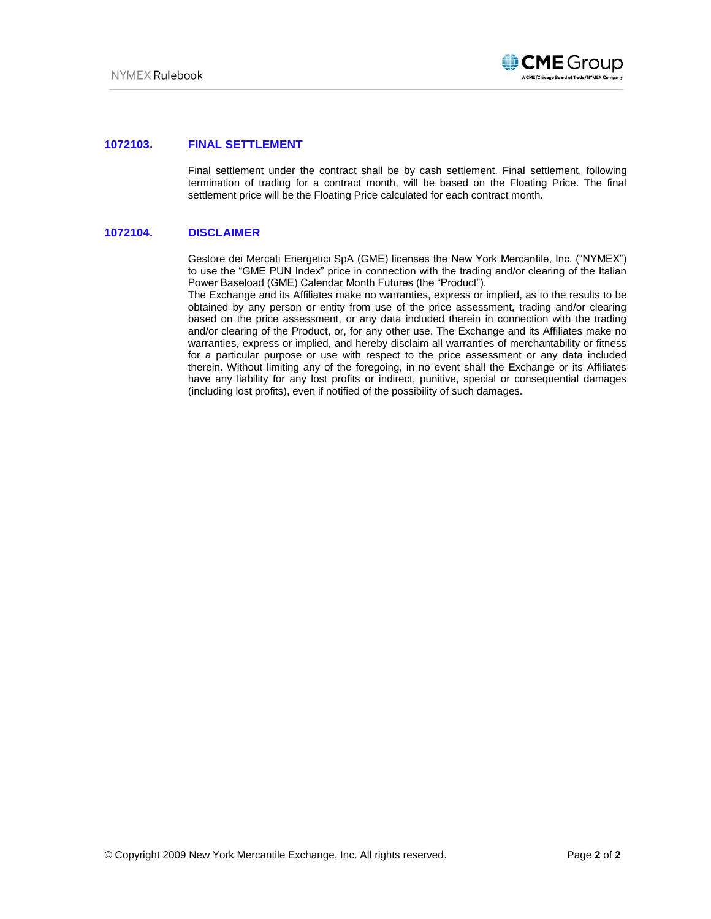## 1072103. FINAL SETTLEMENT

Final settlement under the contract shall be by cash settlement. Final settlement, following termination of trading for a contract month, will be based on the Floating Price. The final settlement price will be the Floating Price calculated for each contract month.

## 1072104. DISCLAIMER

Gestore dei Mercati Energetici SpA (GME) licenses the New York Mercantile, Inc. ("NYMEX") to use the "GME PUN Index" price in connection with the trading and/or clearing of the Italian Power Baseload (GME) Calendar Month Futures (the "Product").

The Exchange and its Affiliates make no warranties, express or implied, as to the results to be obtained by any person or entity from use of the price assessment, trading and/or clearing based on the price assessment, or any data included therein in connection with the trading and/or clearing of the Product, or, for any other use. The Exchange and its Affiliates make no warranties, express or implied, and hereby disclaim all warranties of merchantability or fitness for a particular purpose or use with respect to the price assessment or any data included therein. Without limiting any of the foregoing, in no event shall the Exchange or its Affiliates have any liability for any lost profits or indirect, punitive, special or consequential damages (including lost profits), even if notified of the possibility of such damages.